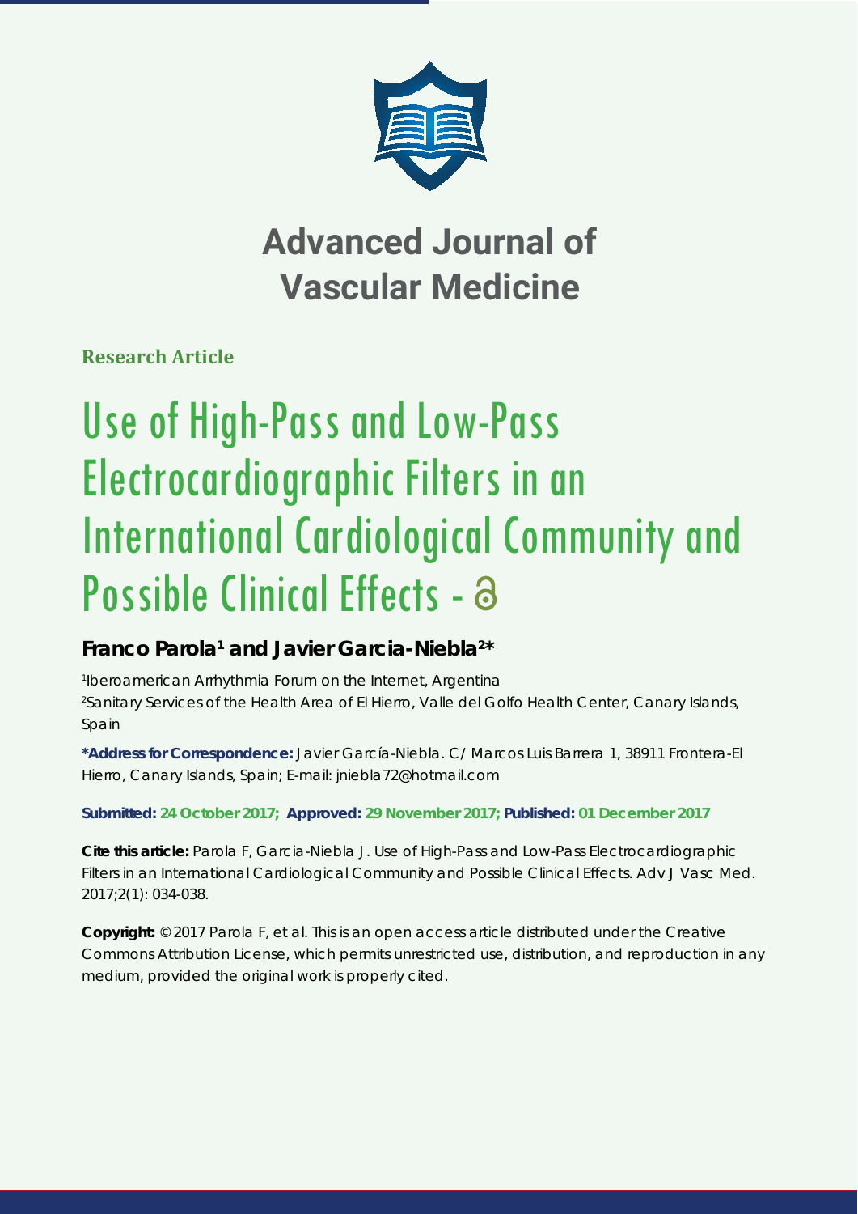# Advanced Journal of Vascular Medicine

**Research Article**

# Use of High-Pass and Low-Pass Electrocardiographic Filters in an International Cardiological Community and Possible Clinical Effects

**Franco Parola[1] and Javier Garcia-Niebla[2]***

[1]Iberoamerican Arrhythmia Forum on the Internet, Argentina
[2]Sanitary Services of the Health Area of El Hierro, Valle del Golfo Health Center, Canary Islands, Spain

**\*Address for Correspondence:** Javier García-Niebla. C/ Marcos Luis Barrera 1, 38911 Frontera-El Hierro, Canary Islands, Spain; E-mail: jniebla72@hotmail.com

**Submitted: 24 October 2017; Approved: 29 November 2017; Published: 01 December 2017**

**Cite this article:** Parola F, Garcia-Niebla J. Use of High-Pass and Low-Pass Electrocardiographic Filters in an International Cardiological Community and Possible Clinical Effects. Adv J Vasc Med. 2017;2(1): 034-038.

**Copyright:** © 2017 Parola F, et al. This is an open access article distributed under the Creative Commons Attribution License, which permits unrestricted use, distribution, and reproduction in any medium, provided the original work is properly cited.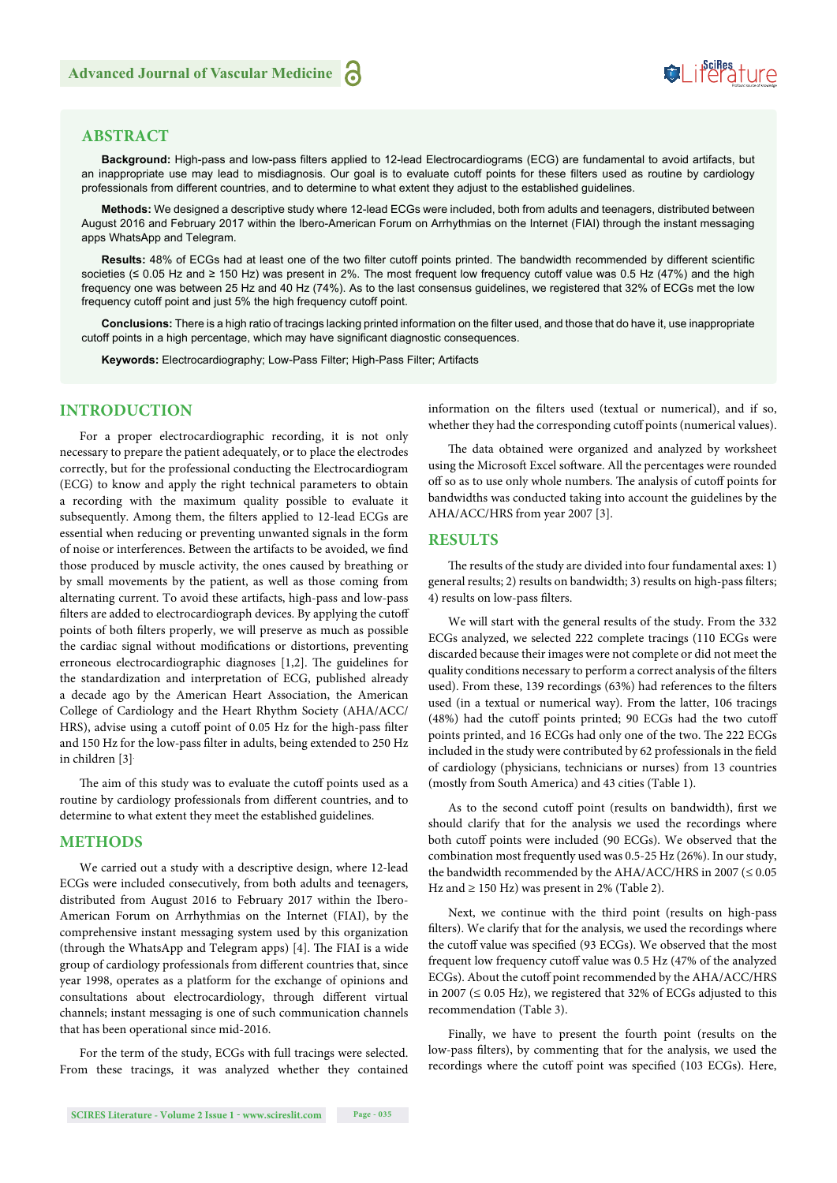## ABSTRACT

**Background:** High-pass and low-pass filters applied to 12-lead Electrocardiograms (ECG) are fundamental to avoid artifacts, but an inappropriate use may lead to misdiagnosis. Our goal is to evaluate cutoff points for these filters used as routine by cardiology professionals from different countries, and to determine to what extent they adjust to the established guidelines.

**Methods:** We designed a descriptive study where 12-lead ECGs were included, both from adults and teenagers, distributed between August 2016 and February 2017 within the Ibero-American Forum on Arrhythmias on the Internet (FIAI) through the instant messaging apps WhatsApp and Telegram.

**Results:** 48% of ECGs had at least one of the two filter cutoff points printed. The bandwidth recommended by different scientific societies (≤ 0.05 Hz and ≥ 150 Hz) was present in 2%. The most frequent low frequency cutoff value was 0.5 Hz (47%) and the high frequency one was between 25 Hz and 40 Hz (74%). As to the last consensus guidelines, we registered that 32% of ECGs met the low frequency cutoff point and just 5% the high frequency cutoff point.

**Conclusions:** There is a high ratio of tracings lacking printed information on the filter used, and those that do have it, use inappropriate cutoff points in a high percentage, which may have significant diagnostic consequences.

**Keywords:** Electrocardiography; Low-Pass Filter; High-Pass Filter; Artifacts

## INTRODUCTION

For a proper electrocardiographic recording, it is not only necessary to prepare the patient adequately, or to place the electrodes correctly, but for the professional conducting the Electrocardiogram (ECG) to know and apply the right technical parameters to obtain a recording with the maximum quality possible to evaluate it subsequently. Among them, the filters applied to 12-lead ECGs are essential when reducing or preventing unwanted signals in the form of noise or interferences. Between the artifacts to be avoided, we find those produced by muscle activity, the ones caused by breathing or by small movements by the patient, as well as those coming from alternating current. To avoid these artifacts, high-pass and low-pass filters are added to electrocardiograph devices. By applying the cutoff points of both filters properly, we will preserve as much as possible the cardiac signal without modifications or distortions, preventing erroneous electrocardiographic diagnoses [1,2]. The guidelines for the standardization and interpretation of ECG, published already a decade ago by the American Heart Association, the American College of Cardiology and the Heart Rhythm Society (AHA/ACC/HRS), advise using a cutoff point of 0.05 Hz for the high-pass filter and 150 Hz for the low-pass filter in adults, being extended to 250 Hz in children [3].

The aim of this study was to evaluate the cutoff points used as a routine by cardiology professionals from different countries, and to determine to what extent they meet the established guidelines.

## METHODS

We carried out a study with a descriptive design, where 12-lead ECGs were included consecutively, from both adults and teenagers, distributed from August 2016 to February 2017 within the Ibero-American Forum on Arrhythmias on the Internet (FIAI), by the comprehensive instant messaging system used by this organization (through the WhatsApp and Telegram apps) [4]. The FIAI is a wide group of cardiology professionals from different countries that, since year 1998, operates as a platform for the exchange of opinions and consultations about electrocardiology, through different virtual channels; instant messaging is one of such communication channels that has been operational since mid-2016.

For the term of the study, ECGs with full tracings were selected. From these tracings, it was analyzed whether they contained information on the filters used (textual or numerical), and if so, whether they had the corresponding cutoff points (numerical values).

The data obtained were organized and analyzed by worksheet using the Microsoft Excel software. All the percentages were rounded off so as to use only whole numbers. The analysis of cutoff points for bandwidths was conducted taking into account the guidelines by the AHA/ACC/HRS from year 2007 [3].

## RESULTS

The results of the study are divided into four fundamental axes: 1) general results; 2) results on bandwidth; 3) results on high-pass filters; 4) results on low-pass filters.

We will start with the general results of the study. From the 332 ECGs analyzed, we selected 222 complete tracings (110 ECGs were discarded because their images were not complete or did not meet the quality conditions necessary to perform a correct analysis of the filters used). From these, 139 recordings (63%) had references to the filters used (in a textual or numerical way). From the latter, 106 tracings (48%) had the cutoff points printed; 90 ECGs had the two cutoff points printed, and 16 ECGs had only one of the two. The 222 ECGs included in the study were contributed by 62 professionals in the field of cardiology (physicians, technicians or nurses) from 13 countries (mostly from South America) and 43 cities (Table 1).

As to the second cutoff point (results on bandwidth), first we should clarify that for the analysis we used the recordings where both cutoff points were included (90 ECGs). We observed that the combination most frequently used was 0.5-25 Hz (26%). In our study, the bandwidth recommended by the AHA/ACC/HRS in 2007 (≤ 0.05 Hz and ≥ 150 Hz) was present in 2% (Table 2).

Next, we continue with the third point (results on high-pass filters). We clarify that for the analysis, we used the recordings where the cutoff value was specified (93 ECGs). We observed that the most frequent low frequency cutoff value was 0.5 Hz (47% of the analyzed ECGs). About the cutoff point recommended by the AHA/ACC/HRS in 2007 (≤ 0.05 Hz), we registered that 32% of ECGs adjusted to this recommendation (Table 3).

Finally, we have to present the fourth point (results on the low-pass filters), by commenting that for the analysis, we used the recordings where the cutoff point was specified (103 ECGs). Here,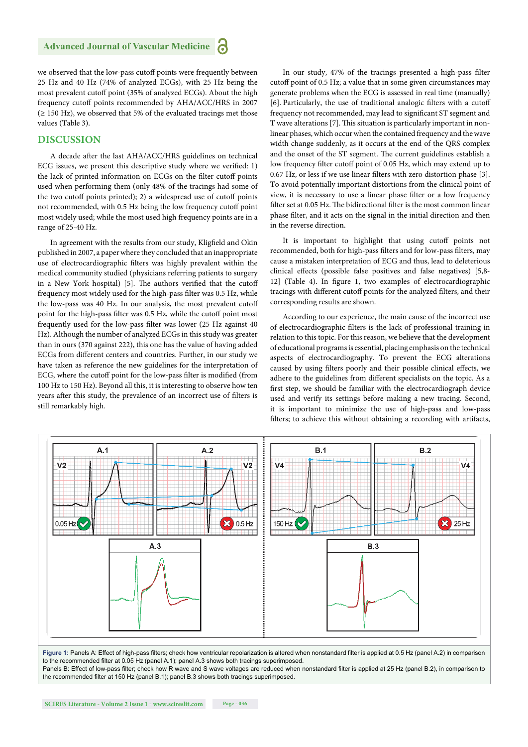we observed that the low-pass cutoff points were frequently between 25 Hz and 40 Hz (74% of analyzed ECGs), with 25 Hz being the most prevalent cutoff point (35% of analyzed ECGs). About the high frequency cutoff points recommended by AHA/ACC/HRS in 2007 (≥ 150 Hz), we observed that 5% of the evaluated tracings met those values (Table 3).

## DISCUSSION

A decade after the last AHA/ACC/HRS guidelines on technical ECG issues, we present this descriptive study where we verified: 1) the lack of printed information on ECGs on the filter cutoff points used when performing them (only 48% of the tracings had some of the two cutoff points printed); 2) a widespread use of cutoff points not recommended, with 0.5 Hz being the low frequency cutoff point most widely used; while the most used high frequency points are in a range of 25-40 Hz.

In agreement with the results from our study, Kligfield and Okin published in 2007, a paper where they concluded that an inappropriate use of electrocardiographic filters was highly prevalent within the medical community studied (physicians referring patients to surgery in a New York hospital) [5]. The authors verified that the cutoff frequency most widely used for the high-pass filter was 0.5 Hz, while the low-pass was 40 Hz. In our analysis, the most prevalent cutoff point for the high-pass filter was 0.5 Hz, while the cutoff point most frequently used for the low-pass filter was lower (25 Hz against 40 Hz). Although the number of analyzed ECGs in this study was greater than in ours (370 against 222), this one has the value of having added ECGs from different centers and countries. Further, in our study we have taken as reference the new guidelines for the interpretation of ECG, where the cutoff point for the low-pass filter is modified (from 100 Hz to 150 Hz). Beyond all this, it is interesting to observe how ten years after this study, the prevalence of an incorrect use of filters is still remarkably high.

In our study, 47% of the tracings presented a high-pass filter cutoff point of 0.5 Hz; a value that in some given circumstances may generate problems when the ECG is assessed in real time (manually) [6]. Particularly, the use of traditional analogic filters with a cutoff frequency not recommended, may lead to significant ST segment and T wave alterations [7]. This situation is particularly important in non-linear phases, which occur when the contained frequency and the wave width change suddenly, as it occurs at the end of the QRS complex and the onset of the ST segment. The current guidelines establish a low frequency filter cutoff point of 0.05 Hz, which may extend up to 0.67 Hz, or less if we use linear filters with zero distortion phase [3]. To avoid potentially important distortions from the clinical point of view, it is necessary to use a linear phase filter or a low frequency filter set at 0.05 Hz. The bidirectional filter is the most common linear phase filter, and it acts on the signal in the initial direction and then in the reverse direction.

It is important to highlight that using cutoff points not recommended, both for high-pass filters and for low-pass filters, may cause a mistaken interpretation of ECG and thus, lead to deleterious clinical effects (possible false positives and false negatives) [5,8-12] (Table 4). In figure 1, two examples of electrocardiographic tracings with different cutoff points for the analyzed filters, and their corresponding results are shown.

According to our experience, the main cause of the incorrect use of electrocardiographic filters is the lack of professional training in relation to this topic. For this reason, we believe that the development of educational programs is essential, placing emphasis on the technical aspects of electrocardiography. To prevent the ECG alterations caused by using filters poorly and their possible clinical effects, we adhere to the guidelines from different specialists on the topic. As a first step, we should be familiar with the electrocardiograph device used and verify its settings before making a new tracing. Second, it is important to minimize the use of high-pass and low-pass filters; to achieve this without obtaining a recording with artifacts,

**Figure 1:** Panels A: Effect of high-pass filters; check how ventricular repolarization is altered when nonstandard filter is applied at 0.5 Hz (panel A.2) in comparison to the recommended filter at 0.05 Hz (panel A.1); panel A.3 shows both tracings superimposed.
Panels B: Effect of low-pass filter; check how R wave and S wave voltages are reduced when nonstandard filter is applied at 25 Hz (panel B.2), in comparison to the recommended filter at 150 Hz (panel B.1); panel B.3 shows both tracings superimposed.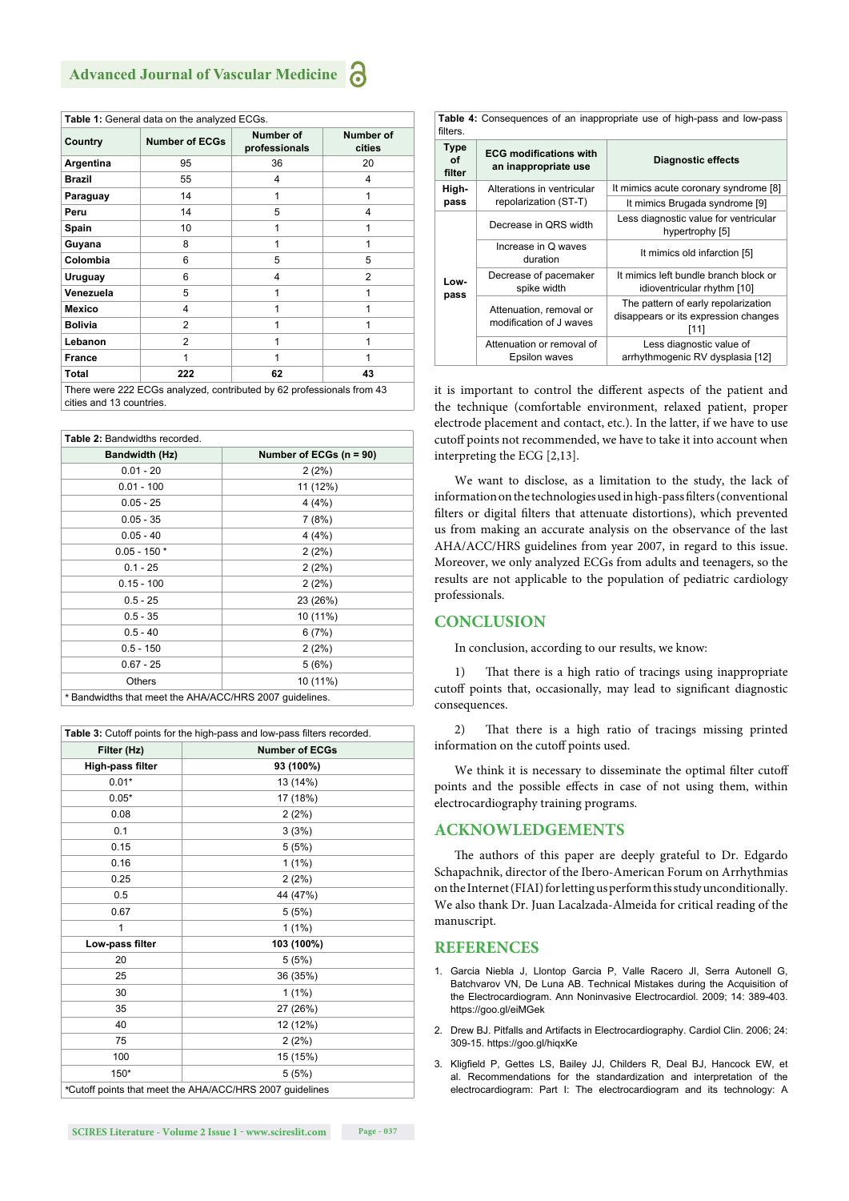**Table 1:** General data on the analyzed ECGs.

| Country | Number of ECGs | Number of professionals | Number of cities |
|---|---|---|---|
| **Argentina** | 95 | 36 | 20 |
| **Brazil** | 55 | 4 | 4 |
| **Paraguay** | 14 | 1 | 1 |
| **Peru** | 14 | 5 | 4 |
| **Spain** | 10 | 1 | 1 |
| **Guyana** | 8 | 1 | 1 |
| **Colombia** | 6 | 5 | 5 |
| **Uruguay** | 6 | 4 | 2 |
| **Venezuela** | 5 | 1 | 1 |
| **Mexico** | 4 | 1 | 1 |
| **Bolivia** | 2 | 1 | 1 |
| **Lebanon** | 2 | 1 | 1 |
| **France** | 1 | 1 | 1 |
| **Total** | **222** | **62** | **43** |

There were 222 ECGs analyzed, contributed by 62 professionals from 43 cities and 13 countries.

**Table 2:** Bandwidths recorded.

| Bandwidth (Hz) | Number of ECGs (n = 90) |
|---|---|
| 0.01 - 20 | 2 (2%) |
| 0.01 - 100 | 11 (12%) |
| 0.05 - 25 | 4 (4%) |
| 0.05 - 35 | 7 (8%) |
| 0.05 - 40 | 4 (4%) |
| 0.05 - 150 * | 2 (2%) |
| 0.1 - 25 | 2 (2%) |
| 0.15 - 100 | 2 (2%) |
| 0.5 - 25 | 23 (26%) |
| 0.5 - 35 | 10 (11%) |
| 0.5 - 40 | 6 (7%) |
| 0.5 - 150 | 2 (2%) |
| 0.67 - 25 | 5 (6%) |
| Others | 10 (11%) |

* Bandwidths that meet the AHA/ACC/HRS 2007 guidelines.

**Table 3:** Cutoff points for the high-pass and low-pass filters recorded.

| Filter (Hz) | Number of ECGs |
|---|---|
| **High-pass filter** | **93 (100%)** |
| 0.01* | 13 (14%) |
| 0.05* | 17 (18%) |
| 0.08 | 2 (2%) |
| 0.1 | 3 (3%) |
| 0.15 | 5 (5%) |
| 0.16 | 1 (1%) |
| 0.25 | 2 (2%) |
| 0.5 | 44 (47%) |
| 0.67 | 5 (5%) |
| 1 | 1 (1%) |
| **Low-pass filter** | **103 (100%)** |
| 20 | 5 (5%) |
| 25 | 36 (35%) |
| 30 | 1 (1%) |
| 35 | 27 (26%) |
| 40 | 12 (12%) |
| 75 | 2 (2%) |
| 100 | 15 (15%) |
| 150* | 5 (5%) |

*Cutoff points that meet the AHA/ACC/HRS 2007 guidelines

**Table 4:** Consequences of an inappropriate use of high-pass and low-pass filters.

| Type of filter | ECG modifications with an inappropriate use | Diagnostic effects |
|---|---|---|
| **High-pass** | Alterations in ventricular repolarization (ST-T) | It mimics acute coronary syndrome [8] |
| | | It mimics Brugada syndrome [9] |
| **Low-pass** | Decrease in QRS width | Less diagnostic value for ventricular hypertrophy [5] |
| | Increase in Q waves duration | It mimics old infarction [5] |
| | Decrease of pacemaker spike width | It mimics left bundle branch block or idioventricular rhythm [10] |
| | Attenuation, removal or modification of J waves | The pattern of early repolarization disappears or its expression changes [11] |
| | Attenuation or removal of Epsilon waves | Less diagnostic value of arrhythmogenic RV dysplasia [12] |

it is important to control the different aspects of the patient and the technique (comfortable environment, relaxed patient, proper electrode placement and contact, etc.). In the latter, if we have to use cutoff points not recommended, we have to take it into account when interpreting the ECG [2,13].

We want to disclose, as a limitation to the study, the lack of information on the technologies used in high-pass filters (conventional filters or digital filters that attenuate distortions), which prevented us from making an accurate analysis on the observance of the last AHA/ACC/HRS guidelines from year 2007, in regard to this issue. Moreover, we only analyzed ECGs from adults and teenagers, so the results are not applicable to the population of pediatric cardiology professionals.

## CONCLUSION

In conclusion, according to our results, we know:

1) That there is a high ratio of tracings using inappropriate cutoff points that, occasionally, may lead to significant diagnostic consequences.

2) That there is a high ratio of tracings missing printed information on the cutoff points used.

We think it is necessary to disseminate the optimal filter cutoff points and the possible effects in case of not using them, within electrocardiography training programs.

## ACKNOWLEDGEMENTS

The authors of this paper are deeply grateful to Dr. Edgardo Schapachnik, director of the Ibero-American Forum on Arrhythmias on the Internet (FIAI) for letting us perform this study unconditionally. We also thank Dr. Juan Lacalzada-Almeida for critical reading of the manuscript.

## REFERENCES

1. Garcia Niebla J, Llontop Garcia P, Valle Racero JI, Serra Autonell G, Batchvarov VN, De Luna AB. Technical Mistakes during the Acquisition of the Electrocardiogram. Ann Noninvasive Electrocardiol. 2009; 14: 389-403. https://goo.gl/eiMGek

2. Drew BJ. Pitfalls and Artifacts in Electrocardiography. Cardiol Clin. 2006; 24: 309-15. https://goo.gl/hiqxKe

3. Kligfield P, Gettes LS, Bailey JJ, Childers R, Deal BJ, Hancock EW, et al. Recommendations for the standardization and interpretation of the electrocardiogram: Part I: The electrocardiogram and its technology: A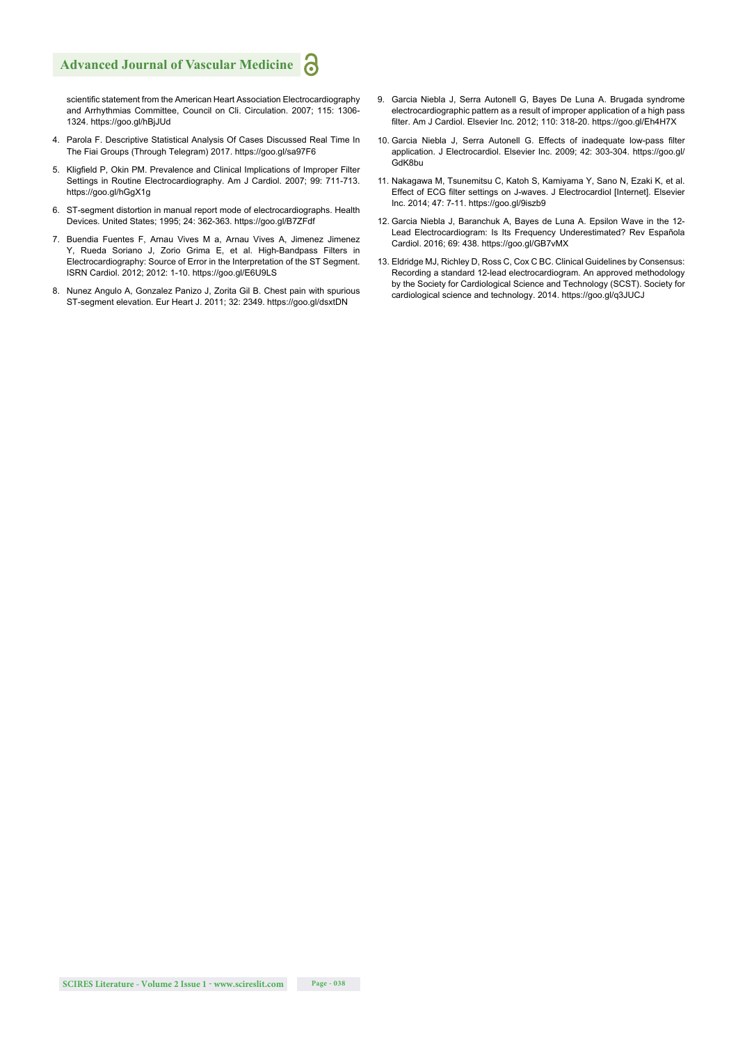scientific statement from the American Heart Association Electrocardiography and Arrhythmias Committee, Council on Cli. Circulation. 2007; 115: 1306-1324. https://goo.gl/hBjJUd

4. Parola F. Descriptive Statistical Analysis Of Cases Discussed Real Time In The Fiai Groups (Through Telegram) 2017. https://goo.gl/sa97F6
5. Kligfield P, Okin PM. Prevalence and Clinical Implications of Improper Filter Settings in Routine Electrocardiography. Am J Cardiol. 2007; 99: 711-713. https://goo.gl/hGgX1g
6. ST-segment distortion in manual report mode of electrocardiographs. Health Devices. United States; 1995; 24: 362-363. https://goo.gl/B7ZFdf
7. Buendia Fuentes F, Arnau Vives M a, Arnau Vives A, Jimenez Jimenez Y, Rueda Soriano J, Zorio Grima E, et al. High-Bandpass Filters in Electrocardiography: Source of Error in the Interpretation of the ST Segment. ISRN Cardiol. 2012; 2012: 1-10. https://goo.gl/E6U9LS
8. Nunez Angulo A, Gonzalez Panizo J, Zorita Gil B. Chest pain with spurious ST-segment elevation. Eur Heart J. 2011; 32: 2349. https://goo.gl/dsxtDN
9. Garcia Niebla J, Serra Autonell G, Bayes De Luna A. Brugada syndrome electrocardiographic pattern as a result of improper application of a high pass filter. Am J Cardiol. Elsevier Inc. 2012; 110: 318-20. https://goo.gl/Eh4H7X
10. Garcia Niebla J, Serra Autonell G. Effects of inadequate low-pass filter application. J Electrocardiol. Elsevier Inc. 2009; 42: 303-304. https://goo.gl/GdK8bu
11. Nakagawa M, Tsunemitsu C, Katoh S, Kamiyama Y, Sano N, Ezaki K, et al. Effect of ECG filter settings on J-waves. J Electrocardiol [Internet]. Elsevier Inc. 2014; 47: 7-11. https://goo.gl/9iszb9
12. Garcia Niebla J, Baranchuk A, Bayes de Luna A. Epsilon Wave in the 12-Lead Electrocardiogram: Is Its Frequency Underestimated? Rev Española Cardiol. 2016; 69: 438. https://goo.gl/GB7vMX
13. Eldridge MJ, Richley D, Ross C, Cox C BC. Clinical Guidelines by Consensus: Recording a standard 12-lead electrocardiogram. An approved methodology by the Society for Cardiological Science and Technology (SCST). Society for cardiological science and technology. 2014. https://goo.gl/q3JUCJ